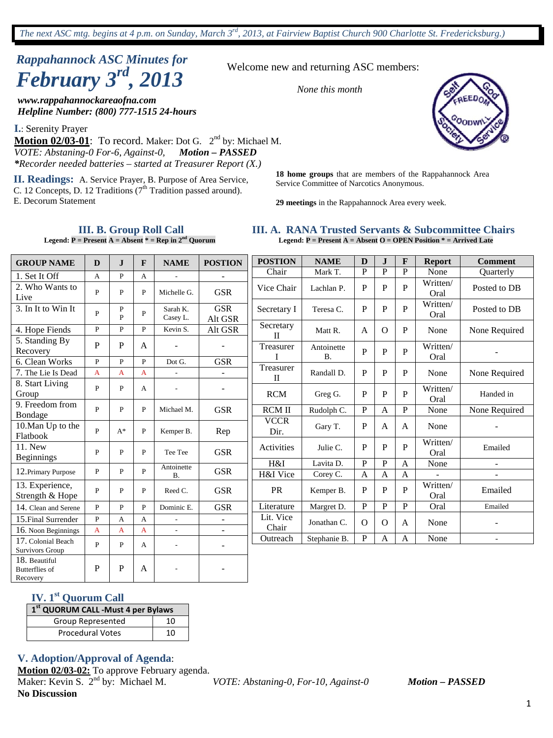*The next ASC mtg. begins at 4 p.m. on Sunday, March 3rd, 2013, at Fairview Baptist Church 900 Charlotte St. Fredericksburg.)*

# *Rappahannock ASC Minutes for February 3rd, 2013*

***www.rappahannockareaofna.com***
***Helpline Number: (800) 777-1515 24-hours***

Welcome new and returning ASC members:

*None this month*

**I.**: Serenity Prayer

**Motion 02/03-01**: To record. Maker: Dot G. 2nd by: Michael M.
*VOTE: Abstaning-0 For-6, Against-0,* ***Motion – PASSED***
***\*****Recorder needed batteries – started at Treasurer Report (X.)*

**II. Readings:** A. Service Prayer, B. Purpose of Area Service, C. 12 Concepts, D. 12 Traditions (7th Tradition passed around). E. Decorum Statement

**18 home groups** that are members of the Rappahannock Area Service Committee of Narcotics Anonymous.

**29 meetings** in the Rappahannock Area every week.

## III. B. Group Roll Call

**Legend: P = Present A = Absent * = Rep in 2nd Quorum**

| GROUP NAME | D | J | F | NAME | POSTION |
|---|---|---|---|---|---|
| 1. Set It Off | A | P | A | - | - |
| 2. Who Wants to Live | P | P | P | Michelle G. | GSR |
| 3. In It to Win It | P | P P | P | Sarah K. Casey L. | GSR Alt GSR |
| 4. Hope Fiends | P | P | P | Kevin S. | Alt GSR |
| 5. Standing By Recovery | P | P | A | - | - |
| 6. Clean Works | P | P | P | Dot G. | GSR |
| 7. The Lie Is Dead | A | A | A | - | - |
| 8. Start Living Group | P | P | A | - | - |
| 9. Freedom from Bondage | P | P | P | Michael M. | GSR |
| 10.Man Up to the Flatbook | P | A* | P | Kemper B. | Rep |
| 11. New Beginnings | P | P | P | Tee Tee | GSR |
| 12.Primary Purpose | P | P | P | Antoinette B. | GSR |
| 13. Experience, Strength & Hope | P | P | P | Reed C. | GSR |
| 14. Clean and Serene | P | P | P | Dominic E. | GSR |
| 15.Final Surrender | P | A | A | - | - |
| 16. Noon Beginnings | A | A | A | - | - |
| 17. Colonial Beach Survivors Group | P | P | A | - | - |
| 18. Beautiful Butterflies of Recovery | P | P | A | - | - |

## III. A. RANA Trusted Servants & Subcommittee Chairs

**Legend: P = Present A = Absent O = OPEN Position * = Arrived Late**

| POSTION | NAME | D | J | F | Report | Comment |
|---|---|---|---|---|---|---|
| Chair | Mark T. | P | P | P | None | Quarterly |
| Vice Chair | Lachlan P. | P | P | P | Written/ Oral | Posted to DB |
| Secretary I | Teresa C. | P | P | P | Written/ Oral | Posted to DB |
| Secretary II | Matt R. | A | O | P | None | None Required |
| Treasurer I | Antoinette B. | P | P | P | Written/ Oral | - |
| Treasurer II | Randall D. | P | P | P | None | None Required |
| RCM | Greg G. | P | P | P | Written/ Oral | Handed in |
| RCM II | Rudolph C. | P | A | P | None | None Required |
| VCCR Dir. | Gary T. | P | A | A | None | - |
| Activities | Julie C. | P | P | P | Written/ Oral | Emailed |
| H&I | Lavita D. | P | P | A | None | - |
| H&I Vice | Corey C. | A | A | A | - | - |
| PR | Kemper B. | P | P | P | Written/ Oral | Emailed |
| Literature | Margret D. | P | P | P | Oral | Emailed |
| Lit. Vice Chair | Jonathan C. | O | O | A | None | - |
| Outreach | Stephanie B. | P | A | A | None | - |

## IV. 1st Quorum Call

| 1st QUORUM CALL -Must 4 per Bylaws | |
|---|---|
| Group Represented | 10 |
| Procedural Votes | 10 |

## V. Adoption/Approval of Agenda:

**Motion 02/03-02:** To approve February agenda.
Maker: Kevin S. 2nd by: Michael M. *VOTE: Abstaning-0, For-10, Against-0* ***Motion – PASSED***
**No Discussion**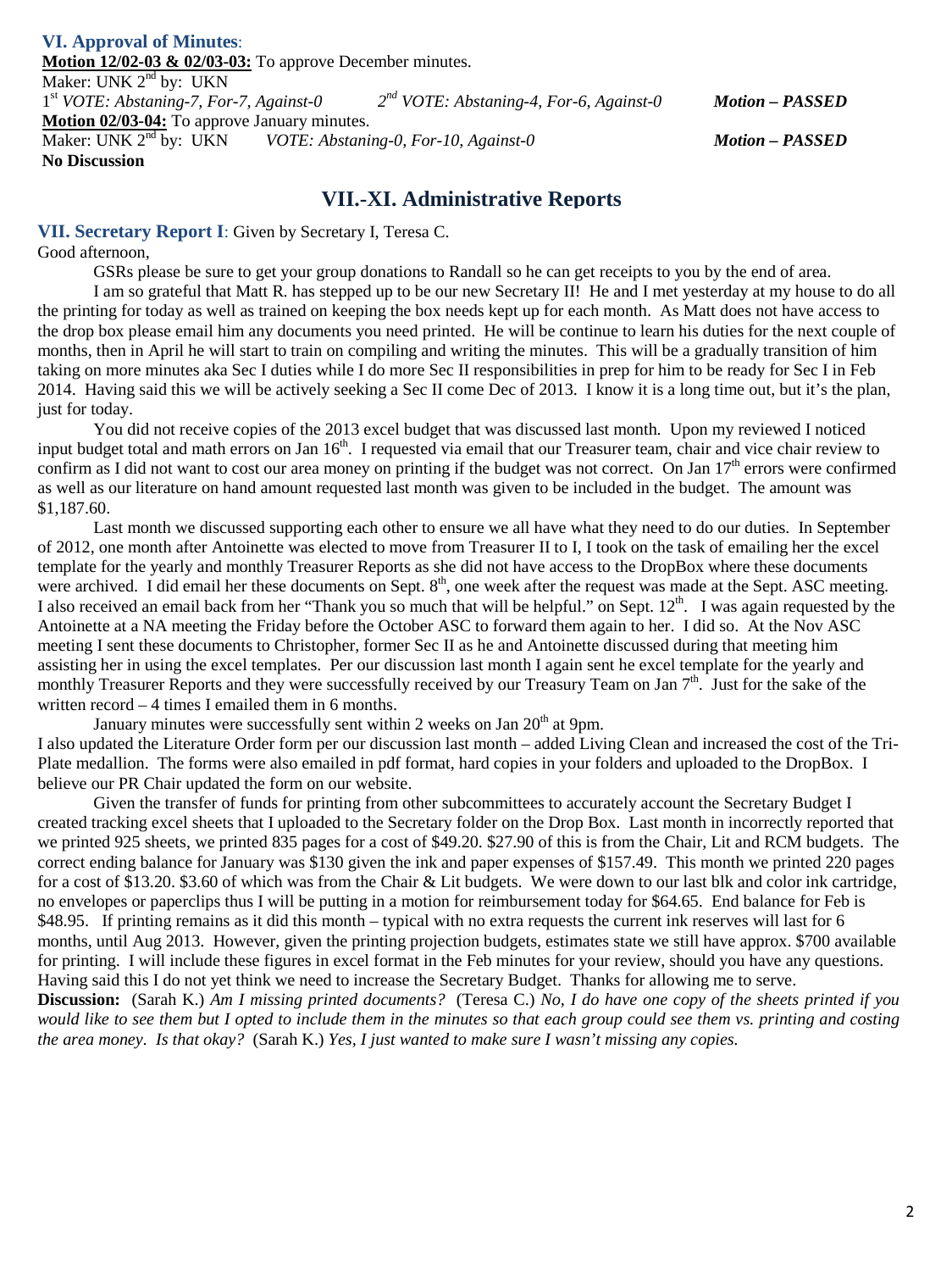### VI. Approval of Minutes:

**Motion 12/02-03 & 02/03-03:** To approve December minutes.
Maker: UNK 2nd by: UKN
1st *VOTE: Abstaning-7, For-7, Against-0* 2nd *VOTE: Abstaning-4, For-6, Against-0* ***Motion – PASSED***

**Motion 02/03-04:** To approve January minutes.
Maker: UNK 2nd by: UKN *VOTE: Abstaning-0, For-10, Against-0* ***Motion – PASSED***

**No Discussion**

## VII.-XI. Administrative Reports

### VII. Secretary Report I: Given by Secretary I, Teresa C.

Good afternoon,

GSRs please be sure to get your group donations to Randall so he can get receipts to you by the end of area.

I am so grateful that Matt R. has stepped up to be our new Secretary II! He and I met yesterday at my house to do all the printing for today as well as trained on keeping the box needs kept up for each month. As Matt does not have access to the drop box please email him any documents you need printed. He will be continue to learn his duties for the next couple of months, then in April he will start to train on compiling and writing the minutes. This will be a gradually transition of him taking on more minutes aka Sec I duties while I do more Sec II responsibilities in prep for him to be ready for Sec I in Feb 2014. Having said this we will be actively seeking a Sec II come Dec of 2013. I know it is a long time out, but it's the plan, just for today.

You did not receive copies of the 2013 excel budget that was discussed last month. Upon my reviewed I noticed input budget total and math errors on Jan 16th. I requested via email that our Treasurer team, chair and vice chair review to confirm as I did not want to cost our area money on printing if the budget was not correct. On Jan 17th errors were confirmed as well as our literature on hand amount requested last month was given to be included in the budget. The amount was $1,187.60.

Last month we discussed supporting each other to ensure we all have what they need to do our duties. In September of 2012, one month after Antoinette was elected to move from Treasurer II to I, I took on the task of emailing her the excel template for the yearly and monthly Treasurer Reports as she did not have access to the DropBox where these documents were archived. I did email her these documents on Sept. 8th, one week after the request was made at the Sept. ASC meeting. I also received an email back from her "Thank you so much that will be helpful." on Sept. 12th. I was again requested by the Antoinette at a NA meeting the Friday before the October ASC to forward them again to her. I did so. At the Nov ASC meeting I sent these documents to Christopher, former Sec II as he and Antoinette discussed during that meeting him assisting her in using the excel templates. Per our discussion last month I again sent he excel template for the yearly and monthly Treasurer Reports and they were successfully received by our Treasury Team on Jan 7th. Just for the sake of the written record – 4 times I emailed them in 6 months.

January minutes were successfully sent within 2 weeks on Jan 20th at 9pm.

I also updated the Literature Order form per our discussion last month – added Living Clean and increased the cost of the Tri-Plate medallion. The forms were also emailed in pdf format, hard copies in your folders and uploaded to the DropBox. I believe our PR Chair updated the form on our website.

Given the transfer of funds for printing from other subcommittees to accurately account the Secretary Budget I created tracking excel sheets that I uploaded to the Secretary folder on the Drop Box. Last month in incorrectly reported that we printed 925 sheets, we printed 835 pages for a cost of $49.20. $27.90 of this is from the Chair, Lit and RCM budgets. The correct ending balance for January was $130 given the ink and paper expenses of $157.49. This month we printed 220 pages for a cost of $13.20. $3.60 of which was from the Chair & Lit budgets. We were down to our last blk and color ink cartridge, no envelopes or paperclips thus I will be putting in a motion for reimbursement today for $64.65. End balance for Feb is $48.95. If printing remains as it did this month – typical with no extra requests the current ink reserves will last for 6 months, until Aug 2013. However, given the printing projection budgets, estimates state we still have approx. $700 available for printing. I will include these figures in excel format in the Feb minutes for your review, should you have any questions. Having said this I do not yet think we need to increase the Secretary Budget. Thanks for allowing me to serve.

**Discussion:** (Sarah K.) *Am I missing printed documents?* (Teresa C.) *No, I do have one copy of the sheets printed if you would like to see them but I opted to include them in the minutes so that each group could see them vs. printing and costing the area money. Is that okay?* (Sarah K.) *Yes, I just wanted to make sure I wasn't missing any copies.*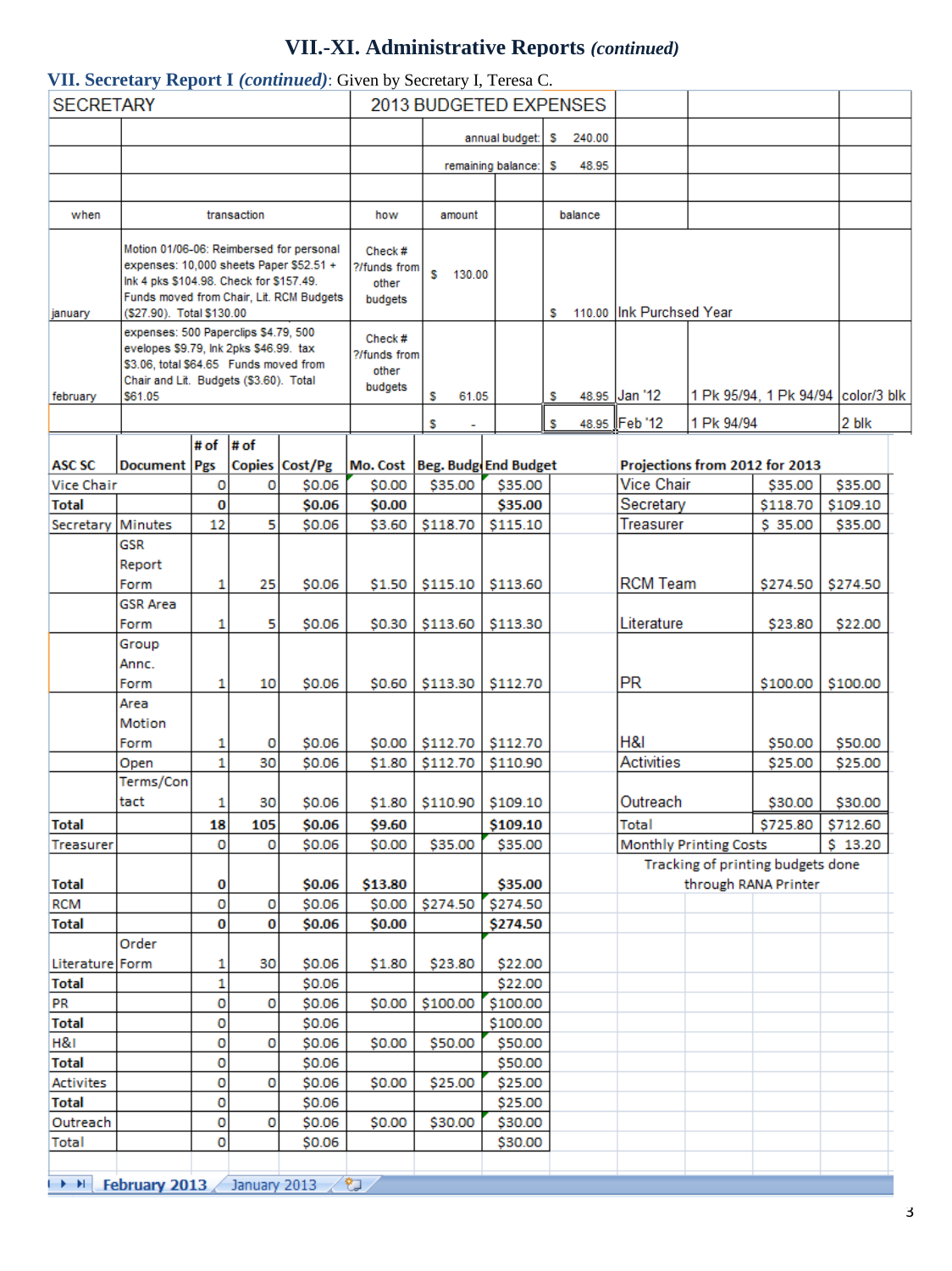# VII.-XI. Administrative Reports *(continued)*

**VII. Secretary Report I *(continued)***: Given by Secretary I, Teresa C.

| SECRETARY | | 2013 BUDGETED EXPENSES | | | | | | |
|---|---|---|---|---|---|---|---|---|
| | | | annual budget: | $ 240.00 | | | | |
| | | | remaining balance: | $ 48.95 | | | | |
| | | | | | | | | |
| when | transaction | how | amount | | balance | | | |
| january | Motion 01/06-06: Reimbersed for personal expenses: 10,000 sheets Paper $52.51 + Ink 4 pks $104.98. Check for $157.49. Funds moved from Chair, Lit. RCM Budgets ($27.90). Total $130.00 | Check # ?/funds from other budgets | $ 130.00 | | $ 110.00 | Ink Purchsed Year | | |
| february | expenses: 500 Paperclips $4.79, 500 evelopes $9.79, Ink 2pks $46.99. tax $3.06, total $64.65 Funds moved from Chair and Lit. Budgets ($3.60). Total $61.05 | Check # ?/funds from other budgets | $ 61.05 | | $ 48.95 | Jan '12 | 1 Pk 95/94, 1 Pk 94/94 | color/3 blk |
| | | | $ - | | $ 48.95 | Feb '12 | 1 Pk 94/94 | 2 blk |

| ASC SC | Document | # of Pgs | # of Copies | Cost/Pg | Mo. Cost | Beg. Budg | End Budget |
|---|---|---|---|---|---|---|---|
| Vice Chair | | 0 | 0 | $0.06 | $0.00 | $35.00 | $35.00 |
| Total | | 0 | | $0.06 | $0.00 | | $35.00 |
| Secretary | Minutes | 12 | 5 | $0.06 | $3.60 | $118.70 | $115.10 |
| | GSR Report Form | 1 | 25 | $0.06 | $1.50 | $115.10 | $113.60 |
| | GSR Area Form | 1 | 5 | $0.06 | $0.30 | $113.60 | $113.30 |
| | Group Annc. Form | 1 | 10 | $0.06 | $0.60 | $113.30 | $112.70 |
| | Area Motion Form | 1 | 0 | $0.06 | $0.00 | $112.70 | $112.70 |
| | Open | 1 | 30 | $0.06 | $1.80 | $112.70 | $110.90 |
| | Terms/Contact | 1 | 30 | $0.06 | $1.80 | $110.90 | $109.10 |
| Total | | 18 | 105 | $0.06 | $9.60 | | $109.10 |
| Treasurer | | 0 | 0 | $0.06 | $0.00 | $35.00 | $35.00 |
| Total | | 0 | | $0.06 | $13.80 | | $35.00 |
| RCM | | 0 | 0 | $0.06 | $0.00 | $274.50 | $274.50 |
| Total | | 0 | 0 | $0.06 | $0.00 | | $274.50 |
| Literature | Order Form | 1 | 30 | $0.06 | $1.80 | $23.80 | $22.00 |
| Total | | 1 | | $0.06 | | | $22.00 |
| PR | | 0 | 0 | $0.06 | $0.00 | $100.00 | $100.00 |
| Total | | 0 | | $0.06 | | | $100.00 |
| H&I | | 0 | 0 | $0.06 | $0.00 | $50.00 | $50.00 |
| Total | | 0 | | $0.06 | | | $50.00 |
| Activites | | 0 | 0 | $0.06 | $0.00 | $25.00 | $25.00 |
| Total | | 0 | | $0.06 | | | $25.00 |
| Outreach | | 0 | 0 | $0.06 | $0.00 | $30.00 | $30.00 |
| Total | | 0 | | $0.06 | | | $30.00 |

| Projections from 2012 for 2013 | | |
|---|---|---|
| Vice Chair | $35.00 | $35.00 |
| Secretary | $118.70 | $109.10 |
| Treasurer | $ 35.00 | $35.00 |
| RCM Team | $274.50 | $274.50 |
| Literature | $23.80 | $22.00 |
| PR | $100.00 | $100.00 |
| H&I | $50.00 | $50.00 |
| Activities | $25.00 | $25.00 |
| Outreach | $30.00 | $30.00 |
| Total | $725.80 | $712.60 |
| Monthly Printing Costs | | $ 13.20 |

Tracking of printing budgets done through RANA Printer

February 2013 | January 2013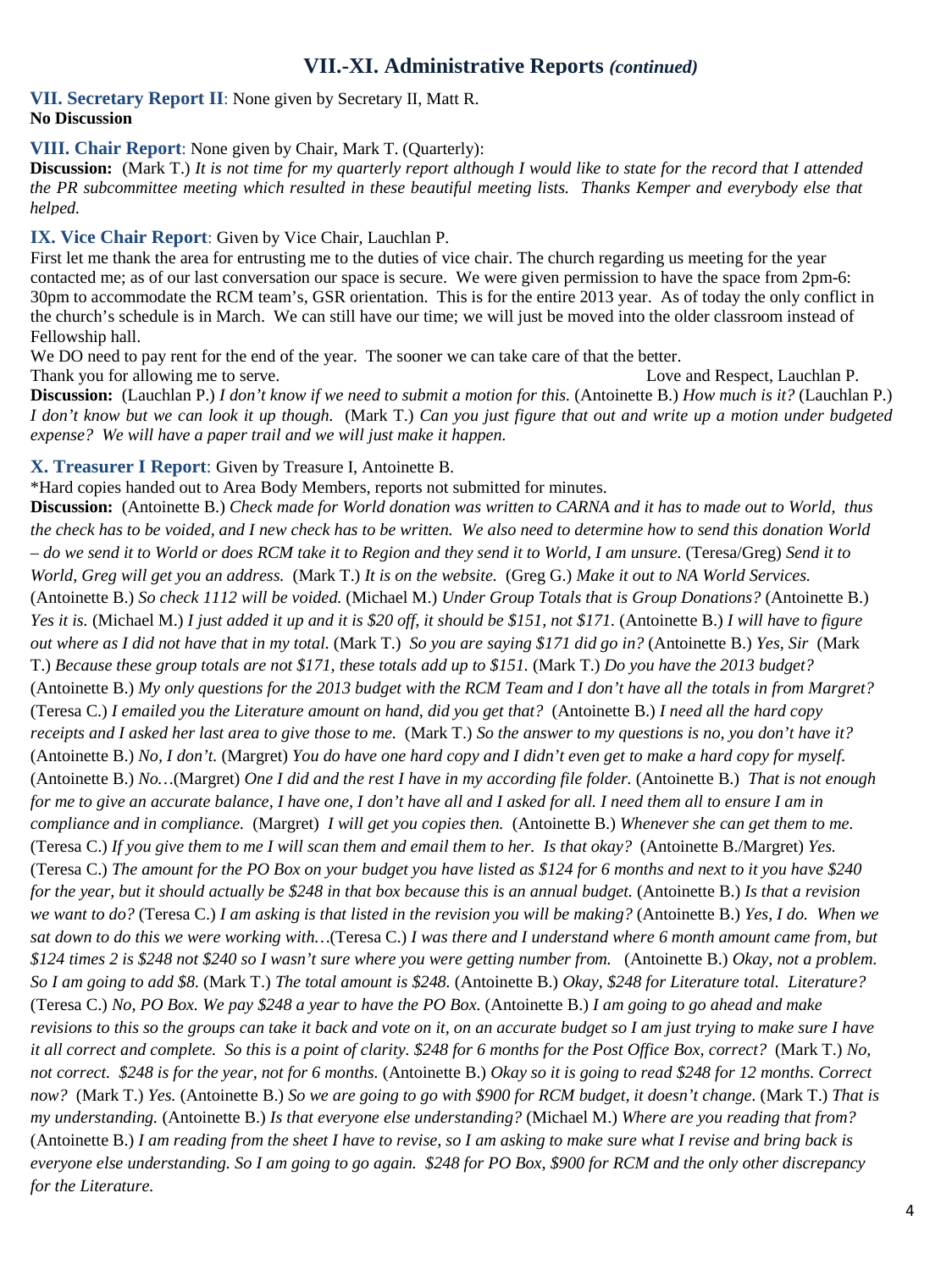## VII.-XI. Administrative Reports *(continued)*

**VII. Secretary Report II**: None given by Secretary II, Matt R.
**No Discussion**

**VIII. Chair Report**: None given by Chair, Mark T. (Quarterly):
**Discussion:** (Mark T.) *It is not time for my quarterly report although I would like to state for the record that I attended the PR subcommittee meeting which resulted in these beautiful meeting lists. Thanks Kemper and everybody else that helped.*

**IX. Vice Chair Report**: Given by Vice Chair, Lauchlan P.
First let me thank the area for entrusting me to the duties of vice chair. The church regarding us meeting for the year contacted me; as of our last conversation our space is secure. We were given permission to have the space from 2pm-6:30pm to accommodate the RCM team's, GSR orientation. This is for the entire 2013 year. As of today the only conflict in the church's schedule is in March. We can still have our time; we will just be moved into the older classroom instead of Fellowship hall.
We DO need to pay rent for the end of the year. The sooner we can take care of that the better.
Thank you for allowing me to serve. Love and Respect, Lauchlan P.
**Discussion:** (Lauchlan P.) *I don't know if we need to submit a motion for this.* (Antoinette B.) *How much is it?* (Lauchlan P.) *I don't know but we can look it up though.* (Mark T.) *Can you just figure that out and write up a motion under budgeted expense? We will have a paper trail and we will just make it happen.*

**X. Treasurer I Report**: Given by Treasure I, Antoinette B.
*Hard copies handed out to Area Body Members, reports not submitted for minutes.
**Discussion:** (Antoinette B.) *Check made for World donation was written to CARNA and it has to made out to World, thus the check has to be voided, and I new check has to be written. We also need to determine how to send this donation World – do we send it to World or does RCM take it to Region and they send it to World, I am unsure.* (Teresa/Greg) *Send it to World, Greg will get you an address.* (Mark T.) *It is on the website.* (Greg G.) *Make it out to NA World Services.* (Antoinette B.) *So check 1112 will be voided.* (Michael M.) *Under Group Totals that is Group Donations?* (Antoinette B.) *Yes it is.* (Michael M.) *I just added it up and it is $20 off, it should be $151, not $171.* (Antoinette B.) *I will have to figure out where as I did not have that in my total.* (Mark T.) *So you are saying $171 did go in?* (Antoinette B.) *Yes, Sir* (Mark T.) *Because these group totals are not $171, these totals add up to $151.* (Mark T.) *Do you have the 2013 budget?* (Antoinette B.) *My only questions for the 2013 budget with the RCM Team and I don't have all the totals in from Margret?* (Teresa C.) *I emailed you the Literature amount on hand, did you get that?* (Antoinette B.) *I need all the hard copy receipts and I asked her last area to give those to me.* (Mark T.) *So the answer to my questions is no, you don't have it?* (Antoinette B.) *No, I don't.* (Margret) *You do have one hard copy and I didn't even get to make a hard copy for myself.* (Antoinette B.) *No…*(Margret) *One I did and the rest I have in my according file folder.* (Antoinette B.) *That is not enough for me to give an accurate balance, I have one, I don't have all and I asked for all. I need them all to ensure I am in compliance and in compliance.* (Margret) *I will get you copies then.* (Antoinette B.) *Whenever she can get them to me.* (Teresa C.) *If you give them to me I will scan them and email them to her. Is that okay?* (Antoinette B./Margret) *Yes.* (Teresa C.) *The amount for the PO Box on your budget you have listed as $124 for 6 months and next to it you have $240 for the year, but it should actually be $248 in that box because this is an annual budget.* (Antoinette B.) *Is that a revision we want to do?* (Teresa C.) *I am asking is that listed in the revision you will be making?* (Antoinette B.) *Yes, I do. When we sat down to do this we were working with…*(Teresa C.) *I was there and I understand where 6 month amount came from, but $124 times 2 is $248 not $240 so I wasn't sure where you were getting number from.* (Antoinette B.) *Okay, not a problem. So I am going to add $8.* (Mark T.) *The total amount is $248.* (Antoinette B.) *Okay, $248 for Literature total. Literature?* (Teresa C.) *No, PO Box. We pay $248 a year to have the PO Box.* (Antoinette B.) *I am going to go ahead and make revisions to this so the groups can take it back and vote on it, on an accurate budget so I am just trying to make sure I have it all correct and complete. So this is a point of clarity. $248 for 6 months for the Post Office Box, correct?* (Mark T.) *No, not correct. $248 is for the year, not for 6 months.* (Antoinette B.) *Okay so it is going to read $248 for 12 months. Correct now?* (Mark T.) *Yes.* (Antoinette B.) *So we are going to go with $900 for RCM budget, it doesn't change.* (Mark T.) *That is my understanding.* (Antoinette B.) *Is that everyone else understanding?* (Michael M.) *Where are you reading that from?* (Antoinette B.) *I am reading from the sheet I have to revise, so I am asking to make sure what I revise and bring back is everyone else understanding. So I am going to go again. $248 for PO Box, $900 for RCM and the only other discrepancy for the Literature.*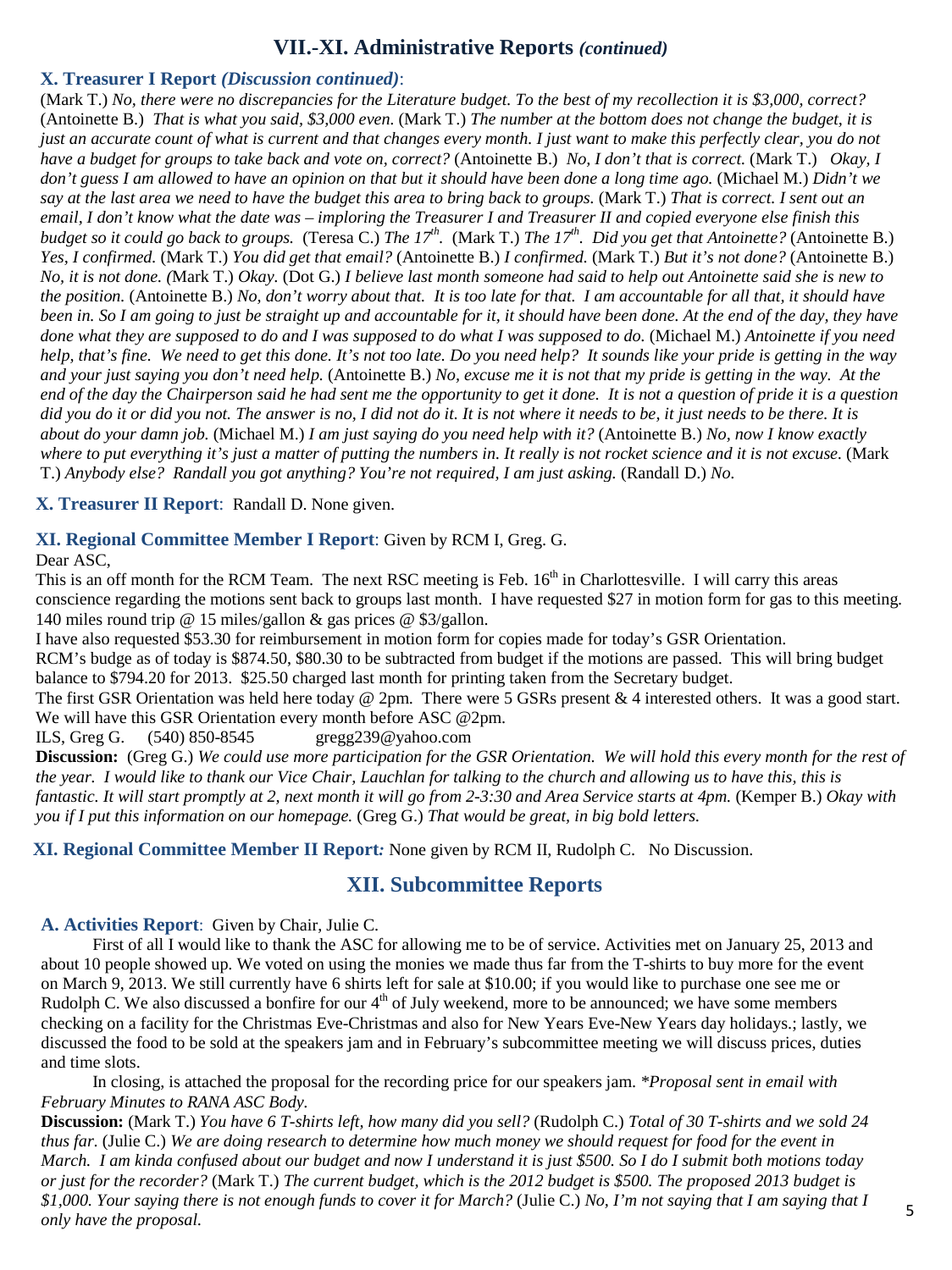## VII.-XI. Administrative Reports *(continued)*

### X. Treasurer I Report *(Discussion continued)*:

(Mark T.) *No, there were no discrepancies for the Literature budget. To the best of my recollection it is $3,000, correct?* (Antoinette B.) *That is what you said, $3,000 even.* (Mark T.) *The number at the bottom does not change the budget, it is just an accurate count of what is current and that changes every month. I just want to make this perfectly clear, you do not have a budget for groups to take back and vote on, correct?* (Antoinette B.) *No, I don't that is correct.* (Mark T.) *Okay, I don't guess I am allowed to have an opinion on that but it should have been done a long time ago.* (Michael M.) *Didn't we say at the last area we need to have the budget this area to bring back to groups.* (Mark T.) *That is correct. I sent out an email, I don't know what the date was – imploring the Treasurer I and Treasurer II and copied everyone else finish this budget so it could go back to groups.* (Teresa C.) *The 17th.* (Mark T.) *The 17th. Did you get that Antoinette?* (Antoinette B.) *Yes, I confirmed.* (Mark T.) *You did get that email?* (Antoinette B.) *I confirmed.* (Mark T.) *But it's not done?* (Antoinette B.) *No, it is not done. (*Mark T.) *Okay.* (Dot G.) *I believe last month someone had said to help out Antoinette said she is new to the position.* (Antoinette B.) *No, don't worry about that. It is too late for that. I am accountable for all that, it should have been in. So I am going to just be straight up and accountable for it, it should have been done. At the end of the day, they have done what they are supposed to do and I was supposed to do what I was supposed to do.* (Michael M.) *Antoinette if you need help, that's fine. We need to get this done. It's not too late. Do you need help? It sounds like your pride is getting in the way and your just saying you don't need help.* (Antoinette B.) *No, excuse me it is not that my pride is getting in the way. At the end of the day the Chairperson said he had sent me the opportunity to get it done. It is not a question of pride it is a question did you do it or did you not. The answer is no, I did not do it. It is not where it needs to be, it just needs to be there. It is about do your damn job.* (Michael M.) *I am just saying do you need help with it?* (Antoinette B.) *No, now I know exactly where to put everything it's just a matter of putting the numbers in. It really is not rocket science and it is not excuse.* (Mark T.) *Anybody else? Randall you got anything? You're not required, I am just asking.* (Randall D.) *No.*

### X. Treasurer II Report: Randall D. None given.

### XI. Regional Committee Member I Report: Given by RCM I, Greg. G.

Dear ASC,

This is an off month for the RCM Team. The next RSC meeting is Feb. 16th in Charlottesville. I will carry this areas conscience regarding the motions sent back to groups last month. I have requested $27 in motion form for gas to this meeting. 140 miles round trip @ 15 miles/gallon & gas prices @ $3/gallon.

I have also requested $53.30 for reimbursement in motion form for copies made for today's GSR Orientation.

RCM's budge as of today is $874.50, $80.30 to be subtracted from budget if the motions are passed. This will bring budget balance to $794.20 for 2013. $25.50 charged last month for printing taken from the Secretary budget.

The first GSR Orientation was held here today @ 2pm. There were 5 GSRs present & 4 interested others. It was a good start. We will have this GSR Orientation every month before ASC @2pm.

ILS, Greg G. (540) 850-8545 gregg239@yahoo.com

**Discussion:** (Greg G.) *We could use more participation for the GSR Orientation. We will hold this every month for the rest of the year. I would like to thank our Vice Chair, Lauchlan for talking to the church and allowing us to have this, this is fantastic. It will start promptly at 2, next month it will go from 2-3:30 and Area Service starts at 4pm.* (Kemper B.) *Okay with you if I put this information on our homepage.* (Greg G.) *That would be great, in big bold letters.*

### XI. Regional Committee Member II Report*:* None given by RCM II, Rudolph C. No Discussion.

## XII. Subcommittee Reports

### A. Activities Report: Given by Chair, Julie C.

First of all I would like to thank the ASC for allowing me to be of service. Activities met on January 25, 2013 and about 10 people showed up. We voted on using the monies we made thus far from the T-shirts to buy more for the event on March 9, 2013. We still currently have 6 shirts left for sale at $10.00; if you would like to purchase one see me or Rudolph C. We also discussed a bonfire for our 4th of July weekend, more to be announced; we have some members checking on a facility for the Christmas Eve-Christmas and also for New Years Eve-New Years day holidays.; lastly, we discussed the food to be sold at the speakers jam and in February's subcommittee meeting we will discuss prices, duties and time slots.

In closing, is attached the proposal for the recording price for our speakers jam. *\*Proposal sent in email with February Minutes to RANA ASC Body.*

**Discussion:** (Mark T.) *You have 6 T-shirts left, how many did you sell?* (Rudolph C.) *Total of 30 T-shirts and we sold 24 thus far.* (Julie C.) *We are doing research to determine how much money we should request for food for the event in March. I am kinda confused about our budget and now I understand it is just $500. So I do I submit both motions today or just for the recorder?* (Mark T.) *The current budget, which is the 2012 budget is $500. The proposed 2013 budget is $1,000. Your saying there is not enough funds to cover it for March?* (Julie C.) *No, I'm not saying that I am saying that I only have the proposal.*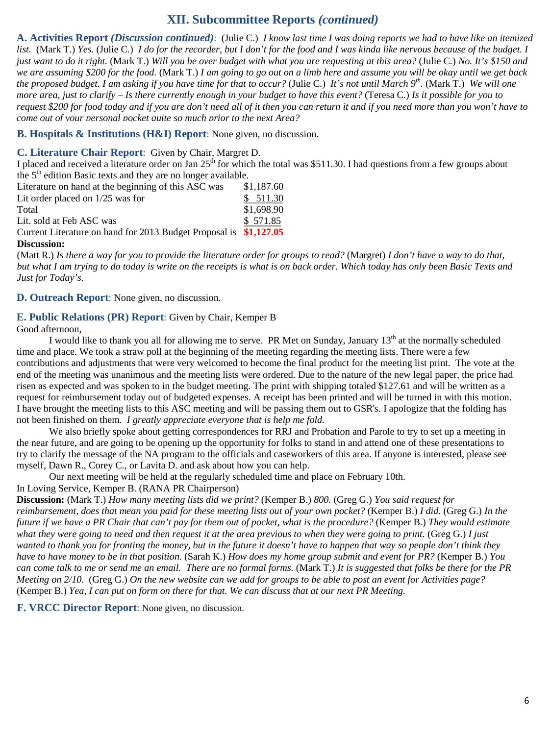## XII. Subcommittee Reports *(continued)*

**A. Activities Report *(Discussion continued)***: (Julie C.) *I know last time I was doing reports we had to have like an itemized list.* (Mark T.) *Yes.* (Julie C.) *I do for the recorder, but I don't for the food and I was kinda like nervous because of the budget. I just want to do it right.* (Mark T.) *Will you be over budget with what you are requesting at this area?* (Julie C.) *No. It's $150 and we are assuming $200 for the food.* (Mark T.) *I am going to go out on a limb here and assume you will be okay until we get back the proposed budget. I am asking if you have time for that to occur?* (Julie C.) *It's not until March 9th.* (Mark T.) *We will one more area, just to clarify – Is there currently enough in your budget to have this event?* (Teresa C.) *Is it possible for you to request $200 for food today and if you are don't need all of it then you can return it and if you need more than you won't have to come out of your personal pocket quite so much prior to the next Area?*

**B. Hospitals & Institutions (H&I) Report**: None given, no discussion.

**C. Literature Chair Report**: Given by Chair, Margret D.

I placed and received a literature order on Jan 25th for which the total was $511.30. I had questions from a few groups about the 5th edition Basic texts and they are no longer available.

| | |
|---|---|
| Literature on hand at the beginning of this ASC was | $1,187.60 |
| Lit order placed on 1/25 was for | $ 511.30 |
| Total | $1,698.90 |
| Lit. sold at Feb ASC was | $ 571.85 |
| Current Literature on hand for 2013 Budget Proposal is | **$1,127.05** |

**Discussion:**

(Matt R.) *Is there a way for you to provide the literature order for groups to read?* (Margret) *I don't have a way to do that, but what I am trying to do today is write on the receipts is what is on back order. Which today has only been Basic Texts and Just for Today's.*

**D. Outreach Report**: None given, no discussion.

**E. Public Relations (PR) Report**: Given by Chair, Kemper B

Good afternoon,

I would like to thank you all for allowing me to serve. PR Met on Sunday, January 13th at the normally scheduled time and place. We took a straw poll at the beginning of the meeting regarding the meeting lists. There were a few contributions and adjustments that were very welcomed to become the final product for the meeting list print. The vote at the end of the meeting was unanimous and the meeting lists were ordered. Due to the nature of the new legal paper, the price had risen as expected and was spoken to in the budget meeting. The print with shipping totaled $127.61 and will be written as a request for reimbursement today out of budgeted expenses. A receipt has been printed and will be turned in with this motion. I have brought the meeting lists to this ASC meeting and will be passing them out to GSR's. I apologize that the folding has not been finished on them. *I greatly appreciate everyone that is help me fold.*

We also briefly spoke about getting correspondences for RRJ and Probation and Parole to try to set up a meeting in the near future, and are going to be opening up the opportunity for folks to stand in and attend one of these presentations to try to clarify the message of the NA program to the officials and caseworkers of this area. If anyone is interested, please see myself, Dawn R., Corey C., or Lavita D. and ask about how you can help.

Our next meeting will be held at the regularly scheduled time and place on February 10th.

In Loving Service, Kemper B. (RANA PR Chairperson)

**Discussion:** (Mark T.) *How many meeting lists did we print?* (Kemper B.) *800.* (Greg G.) *You said request for reimbursement, does that mean you paid for these meeting lists out of your own pocket?* (Kemper B.) *I did.* (Greg G.) *In the future if we have a PR Chair that can't pay for them out of pocket, what is the procedure?* (Kemper B.) *They would estimate what they were going to need and then request it at the area previous to when they were going to print.* (Greg G.) *I just wanted to thank you for fronting the money, but in the future it doesn't have to happen that way so people don't think they have to have money to be in that position.* (Sarah K.) *How does my home group submit and event for PR?* (Kemper B.) *You can come talk to me or send me an email. There are no formal forms.* (Mark T.) *It is suggested that folks be there for the PR Meeting on 2/10.* (Greg G.) *On the new website can we add for groups to be able to post an event for Activities page?* (Kemper B.) *Yea, I can put on form on there for that. We can discuss that at our next PR Meeting.*

**F. VRCC Director Report**: None given, no discussion.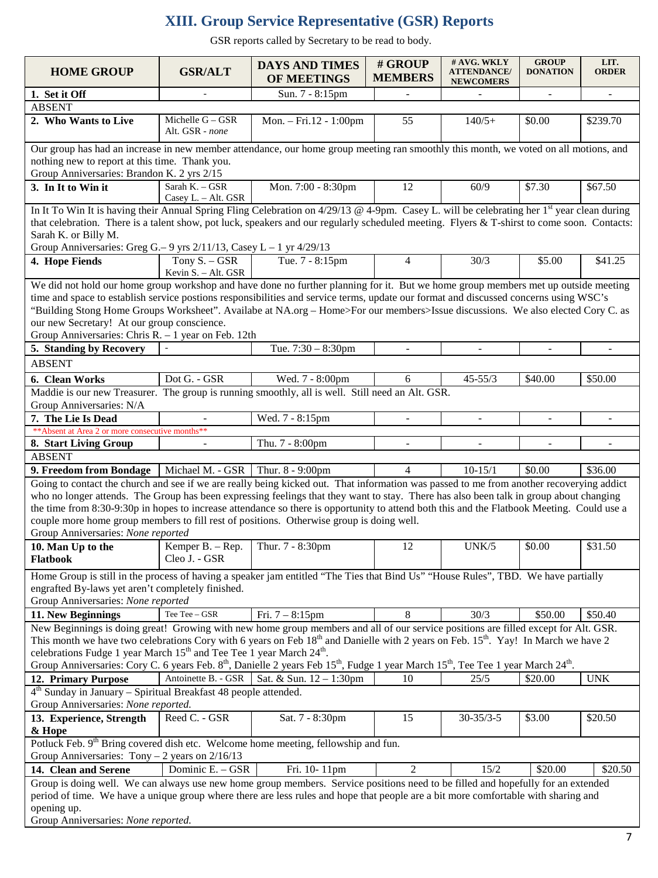# XIII. Group Service Representative (GSR) Reports

GSR reports called by Secretary to be read to body.

| HOME GROUP | GSR/ALT | DAYS AND TIMES OF MEETINGS | # GROUP MEMBERS | # AVG. WKLY ATTENDANCE/ NEWCOMERS | GROUP DONATION | LIT. ORDER |
|---|---|---|---|---|---|---|
| **1. Set it Off** | - | Sun. 7 - 8:15pm | - | - | - | - |
| ABSENT | | | | | | |
| **2. Who Wants to Live** | Michelle G – GSR<br>Alt. GSR - *none* | Mon. – Fri.12 - 1:00pm | 55 | 140/5+ | $0.00 | $239.70 |
| Our group has had an increase in new member attendance, our home group meeting ran smoothly this month, we voted on all motions, and nothing new to report at this time. Thank you.<br>Group Anniversaries: Brandon K. 2 yrs 2/15 | | | | | | |
| **3. In It to Win it** | Sarah K. – GSR<br>Casey L. – Alt. GSR | Mon. 7:00 - 8:30pm | 12 | 60/9 | $7.30 | $67.50 |
| In It To Win It is having their Annual Spring Fling Celebration on 4/29/13 @ 4-9pm. Casey L. will be celebrating her 1st year clean during that celebration. There is a talent show, pot luck, speakers and our regularly scheduled meeting. Flyers & T-shirt to come soon. Contacts: Sarah K. or Billy M.<br>Group Anniversaries: Greg G.– 9 yrs 2/11/13, Casey L – 1 yr 4/29/13 | | | | | | |
| **4. Hope Fiends** | Tony S. – GSR<br>Kevin S. – Alt. GSR | Tue. 7 - 8:15pm | 4 | 30/3 | $5.00 | $41.25 |
| We did not hold our home group workshop and have done no further planning for it. But we home group members met up outside meeting time and space to establish service postions responsibilities and service terms, update our format and discussed concerns using WSC's "Building Stong Home Groups Worksheet". Availabe at NA.org – Home>For our members>Issue discussions. We also elected Cory C. as our new Secretary! At our group conscience.<br>Group Anniversaries: Chris R. – 1 year on Feb. 12th | | | | | | |
| **5. Standing by Recovery** | - | Tue. 7:30 – 8:30pm | - | - | - | - |
| ABSENT | | | | | | |
| **6. Clean Works** | Dot G. - GSR | Wed. 7 - 8:00pm | 6 | 45-55/3 | $40.00 | $50.00 |
| Maddie is our new Treasurer. The group is running smoothly, all is well. Still need an Alt. GSR.<br>Group Anniversaries: N/A | | | | | | |
| **7. The Lie Is Dead** | - | Wed. 7 - 8:15pm | - | - | - | - |
| **Absent at Area 2 or more consecutive months** | | | | | | |
| **8. Start Living Group** | - | Thu. 7 - 8:00pm | - | - | - | - |
| ABSENT | | | | | | |
| **9. Freedom from Bondage** | Michael M. - GSR | Thur. 8 - 9:00pm | 4 | 10-15/1 | $0.00 | $36.00 |
| Going to contact the church and see if we are really being kicked out. That information was passed to me from another recoverying addict who no longer attends. The Group has been expressing feelings that they want to stay. There has also been talk in group about changing the time from 8:30-9:30p in hopes to increase attendance so there is opportunity to attend both this and the Flatbook Meeting. Could use a couple more home group members to fill rest of positions. Otherwise group is doing well.<br>Group Anniversaries: *None reported* | | | | | | |
| **10. Man Up to the Flatbook** | Kemper B. – Rep.<br>Cleo J. - GSR | Thur. 7 - 8:30pm | 12 | UNK/5 | $0.00 | $31.50 |
| Home Group is still in the process of having a speaker jam entitled "The Ties that Bind Us" "House Rules", TBD. We have partially engrafted By-laws yet aren't completely finished.<br>Group Anniversaries: *None reported* | | | | | | |
| **11. New Beginnings** | Tee Tee – GSR | Fri. 7 – 8:15pm | 8 | 30/3 | $50.00 | $50.40 |
| New Beginnings is doing great! Growing with new home group members and all of our service positions are filled except for Alt. GSR. This month we have two celebrations Cory with 6 years on Feb 18th and Danielle with 2 years on Feb. 15th. Yay! In March we have 2 celebrations Fudge 1 year March 15th and Tee Tee 1 year March 24th.<br>Group Anniversaries: Cory C. 6 years Feb. 8th, Danielle 2 years Feb 15th, Fudge 1 year March 15th, Tee Tee 1 year March 24th. | | | | | | |
| **12. Primary Purpose** | Antoinette B. - GSR | Sat. & Sun. 12 – 1:30pm | 10 | 25/5 | $20.00 | UNK |
| 4th Sunday in January – Spiritual Breakfast 48 people attended.<br>Group Anniversaries: *None reported.* | | | | | | |
| **13. Experience, Strength & Hope** | Reed C. - GSR | Sat. 7 - 8:30pm | 15 | 30-35/3-5 | $3.00 | $20.50 |
| Potluck Feb. 9th Bring covered dish etc. Welcome home meeting, fellowship and fun.<br>Group Anniversaries: Tony – 2 years on 2/16/13 | | | | | | |
| **14. Clean and Serene** | Dominic E. – GSR | Fri. 10- 11pm | 2 | 15/2 | $20.00 | $20.50 |
| Group is doing well. We can always use new home group members. Service positions need to be filled and hopefully for an extended period of time. We have a unique group where there are less rules and hope that people are a bit more comfortable with sharing and opening up.<br>Group Anniversaries: *None reported.* | | | | | | |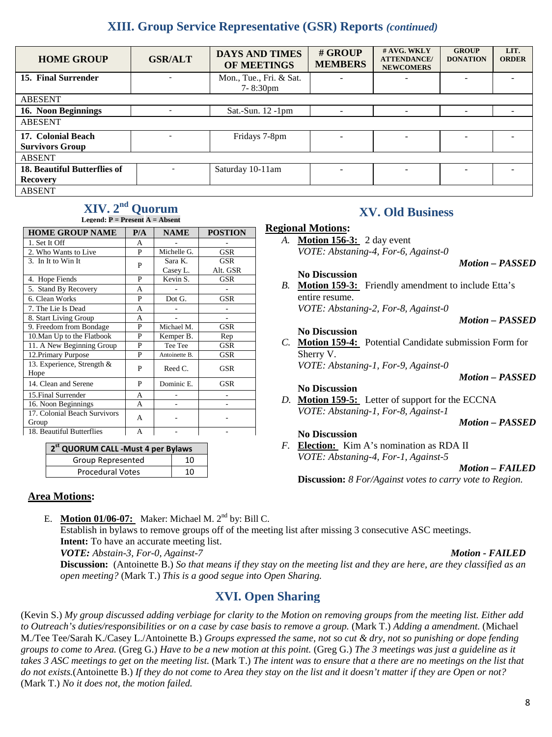## XIII. Group Service Representative (GSR) Reports *(continued)*

| HOME GROUP | GSR/ALT | DAYS AND TIMES OF MEETINGS | # GROUP MEMBERS | # AVG. WKLY ATTENDANCE/ NEWCOMERS | GROUP DONATION | LIT. ORDER |
|---|---|---|---|---|---|---|
| **15. Final Surrender** | - | Mon., Tue., Fri. & Sat. 7- 8:30pm | - | - | - | - |
| ABESENT | | | | | | |
| **16. Noon Beginnings** | - | Sat.-Sun. 12 -1pm | - | - | - | - |
| ABESENT | | | | | | |
| **17. Colonial Beach Survivors Group** | - | Fridays 7-8pm | - | - | - | - |
| ABSENT | | | | | | |
| **18. Beautiful Butterflies of Recovery** | - | Saturday 10-11am | - | - | - | - |
| ABSENT | | | | | | |

## XIV. 2nd Quorum

**Legend: P = Present A = Absent**

| HOME GROUP NAME | P/A | NAME | POSTION |
|---|---|---|---|
| 1. Set It Off | A | - | - |
| 2. Who Wants to Live | P | Michelle G. | GSR |
| 3. In It to Win It | P | Sara K. Casey L. | GSR Alt. GSR |
| 4. Hope Fiends | P | Kevin S. | GSR |
| 5. Stand By Recovery | A | - | - |
| 6. Clean Works | P | Dot G. | GSR |
| 7. The Lie Is Dead | A | - | - |
| 8. Start Living Group | A | - | - |
| 9. Freedom from Bondage | P | Michael M. | GSR |
| 10.Man Up to the Flatbook | P | Kemper B. | Rep |
| 11. A New Beginning Group | P | Tee Tee | GSR |
| 12.Primary Purpose | P | Antoinette B. | GSR |
| 13. Experience, Strength & Hope | P | Reed C. | GSR |
| 14. Clean and Serene | P | Dominic E. | GSR |
| 15.Final Surrender | A | - | - |
| 16. Noon Beginnings | A | - | - |
| 17. Colonial Beach Survivors Group | A | - | - |
| 18. Beautiful Butterflies | A | - | - |

| 2nd QUORUM CALL -Must 4 per Bylaws | |
|---|---|
| Group Represented | 10 |
| Procedural Votes | 10 |

## XV. Old Business

**Regional Motions:**

A. **Motion 156-3:** 2 day event
*VOTE: Abstaning-4, For-6, Against-0*
***Motion – PASSED***
**No Discussion**

B. **Motion 159-3:** Friendly amendment to include Etta's entire resume.
*VOTE: Abstaning-2, For-8, Against-0*
***Motion – PASSED***
**No Discussion**

C. **Motion 159-4:** Potential Candidate submission Form for Sherry V.
*VOTE: Abstaning-1, For-9, Against-0*
***Motion – PASSED***
**No Discussion**

D. **Motion 159-5:** Letter of support for the ECCNA
*VOTE: Abstaning-1, For-8, Against-1*
***Motion – PASSED***
**No Discussion**

F. **Election:** Kim A's nomination as RDA II
*VOTE: Abstaning-4, For-1, Against-5*
***Motion – FAILED***
**Discussion:** *8 For/Against votes to carry vote to Region.*

**Area Motions:**

E. **Motion 01/06-07:** Maker: Michael M. 2nd by: Bill C.
Establish in bylaws to remove groups off of the meeting list after missing 3 consecutive ASC meetings.
**Intent:** To have an accurate meeting list.
***VOTE:*** *Abstain-3, For-0, Against-7* ***Motion - FAILED***
**Discussion:** (Antoinette B.) *So that means if they stay on the meeting list and they are here, are they classified as an open meeting?* (Mark T.) *This is a good segue into Open Sharing.*

## XVI. Open Sharing

(Kevin S.) *My group discussed adding verbiage for clarity to the Motion on removing groups from the meeting list. Either add to Outreach's duties/responsibilities or on a case by case basis to remove a group.* (Mark T.) *Adding a amendment.* (Michael M./Tee Tee/Sarah K./Casey L./Antoinette B.) *Groups expressed the same, not so cut & dry, not so punishing or dope fending groups to come to Area.* (Greg G.) *Have to be a new motion at this point.* (Greg G.) *The 3 meetings was just a guideline as it takes 3 ASC meetings to get on the meeting list.* (Mark T.) *The intent was to ensure that a there are no meetings on the list that do not exists.*(Antoinette B.) *If they do not come to Area they stay on the list and it doesn't matter if they are Open or not?* (Mark T.) *No it does not, the motion failed.*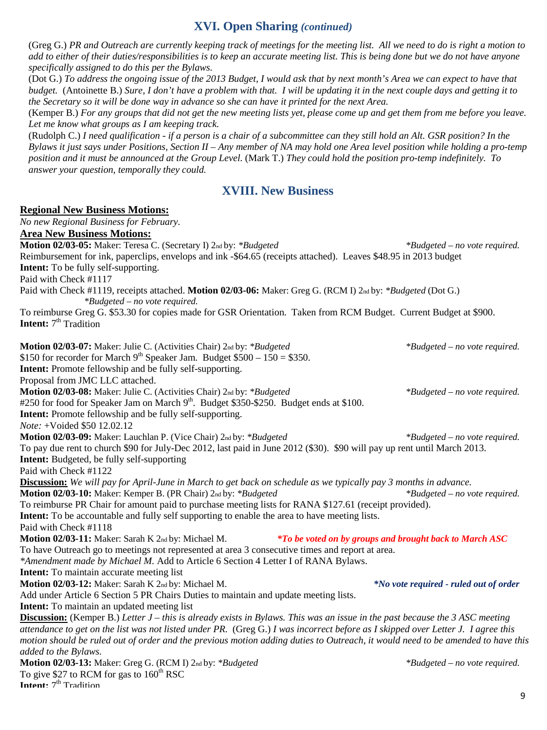## XVI. Open Sharing *(continued)*

(Greg G.) *PR and Outreach are currently keeping track of meetings for the meeting list. All we need to do is right a motion to add to either of their duties/responsibilities is to keep an accurate meeting list. This is being done but we do not have anyone specifically assigned to do this per the Bylaws.*

(Dot G.) *To address the ongoing issue of the 2013 Budget, I would ask that by next month's Area we can expect to have that budget.* (Antoinette B.) *Sure, I don't have a problem with that. I will be updating it in the next couple days and getting it to the Secretary so it will be done way in advance so she can have it printed for the next Area.*

(Kemper B.) *For any groups that did not get the new meeting lists yet, please come up and get them from me before you leave. Let me know what groups as I am keeping track.*

(Rudolph C.) *I need qualification - if a person is a chair of a subcommittee can they still hold an Alt. GSR position? In the Bylaws it just says under Positions, Section II – Any member of NA may hold one Area level position while holding a pro-temp position and it must be announced at the Group Level.* (Mark T.) *They could hold the position pro-temp indefinitely. To answer your question, temporally they could.*

## XVIII. New Business

**Regional New Business Motions:**

*No new Regional Business for February.*

**Area New Business Motions:**

**Motion 02/03-05:** Maker: Teresa C. (Secretary I) 2nd by: *\*Budgeted* — *\*Budgeted – no vote required.*
Reimbursement for ink, paperclips, envelops and ink -$64.65 (receipts attached). Leaves $48.95 in 2013 budget
**Intent:** To be fully self-supporting.
Paid with Check #1117

Paid with Check #1119, receipts attached. **Motion 02/03-06:** Maker: Greg G. (RCM I) 2nd by: *\*Budgeted* (Dot G.) *\*Budgeted – no vote required.*
To reimburse Greg G. $53.30 for copies made for GSR Orientation. Taken from RCM Budget. Current Budget at $900.
**Intent:** 7th Tradition

**Motion 02/03-07:** Maker: Julie C. (Activities Chair) 2nd by: *\*Budgeted* — *\*Budgeted – no vote required.*
$150 for recorder for March 9th Speaker Jam. Budget $500 – 150 = $350.
**Intent:** Promote fellowship and be fully self-supporting.
Proposal from JMC LLC attached.

**Motion 02/03-08:** Maker: Julie C. (Activities Chair) 2nd by: *\*Budgeted* — *\*Budgeted – no vote required.*
#250 for food for Speaker Jam on March 9th. Budget $350-$250. Budget ends at $100.
**Intent:** Promote fellowship and be fully self-supporting.
*Note:* +Voided $50 12.02.12

**Motion 02/03-09:** Maker: Lauchlan P. (Vice Chair) 2nd by: *\*Budgeted* — *\*Budgeted – no vote required.*
To pay due rent to church $90 for July-Dec 2012, last paid in June 2012 ($30). $90 will pay up rent until March 2013.
**Intent:** Budgeted, be fully self-supporting
Paid with Check #1122
**Discussion:** *We will pay for April-June in March to get back on schedule as we typically pay 3 months in advance.*

**Motion 02/03-10:** Maker: Kemper B. (PR Chair) 2nd by: *\*Budgeted* — *\*Budgeted – no vote required.*
To reimburse PR Chair for amount paid to purchase meeting lists for RANA $127.61 (receipt provided).
**Intent:** To be accountable and fully self supporting to enable the area to have meeting lists.
Paid with Check #1118

**Motion 02/03-11:** Maker: Sarah K 2nd by: Michael M. — ***\*To be voted on by groups and brought back to March ASC***
To have Outreach go to meetings not represented at area 3 consecutive times and report at area.
*\*Amendment made by Michael M.* Add to Article 6 Section 4 Letter I of RANA Bylaws.
**Intent:** To maintain accurate meeting list

**Motion 02/03-12:** Maker: Sarah K 2nd by: Michael M. — ***\*No vote required - ruled out of order***
Add under Article 6 Section 5 PR Chairs Duties to maintain and update meeting lists.
**Intent:** To maintain an updated meeting list
**Discussion:** (Kemper B.) *Letter J – this is already exists in Bylaws. This was an issue in the past because the 3 ASC meeting attendance to get on the list was not listed under PR.* (Greg G.) *I was incorrect before as I skipped over Letter J. I agree this motion should be ruled out of order and the previous motion adding duties to Outreach, it would need to be amended to have this added to the Bylaws.*

**Motion 02/03-13:** Maker: Greg G. (RCM I) 2nd by: *\*Budgeted* — *\*Budgeted – no vote required.*
To give $27 to RCM for gas to 160th RSC
**Intent:** 7th Tradition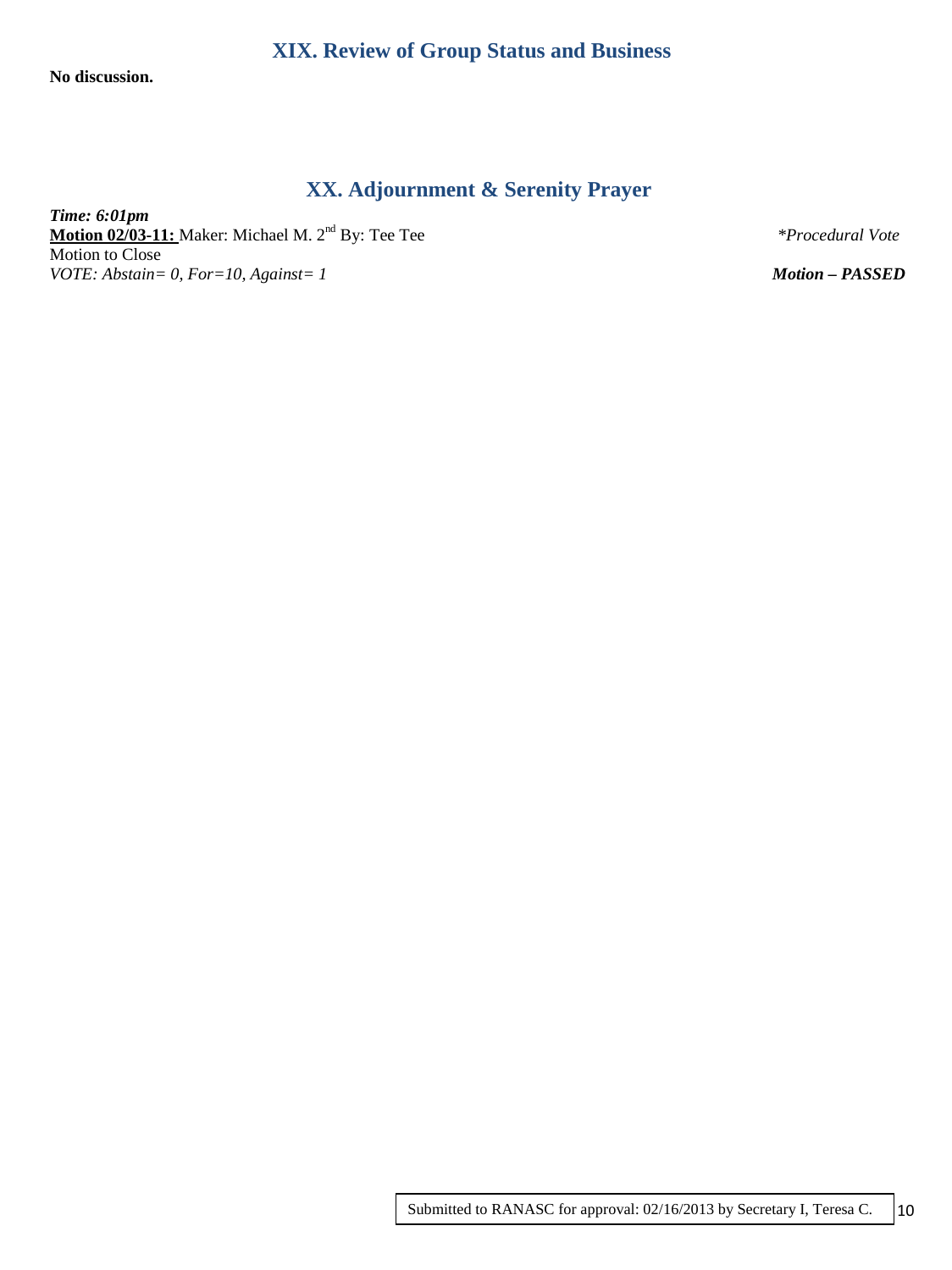## XIX. Review of Group Status and Business

**No discussion.**

## XX. Adjournment & Serenity Prayer

***Time: 6:01pm***
**Motion 02/03-11:** Maker: Michael M. 2nd By: Tee Tee *\*Procedural Vote*
Motion to Close
*VOTE: Abstain= 0, For=10, Against= 1* ***Motion – PASSED***

Submitted to RANASC for approval: 02/16/2013 by Secretary I, Teresa C.